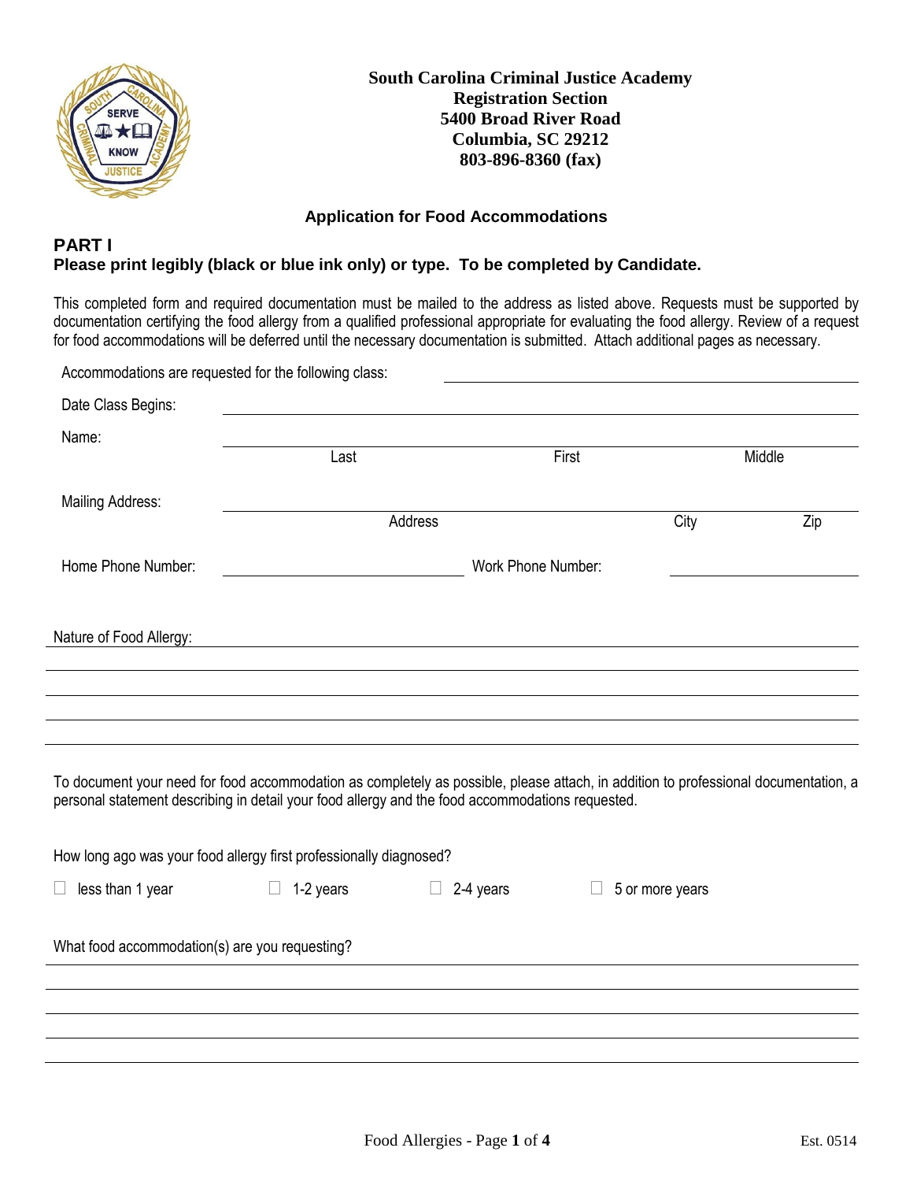**South Carolina Criminal Justice Academy**
**Registration Section**
**5400 Broad River Road**
**Columbia, SC 29212**
**803-896-8360 (fax)**

### Application for Food Accommodations

## PART I

**Please print legibly (black or blue ink only) or type. To be completed by Candidate.**

This completed form and required documentation must be mailed to the address as listed above. Requests must be supported by documentation certifying the food allergy from a qualified professional appropriate for evaluating the food allergy. Review of a request for food accommodations will be deferred until the necessary documentation is submitted. Attach additional pages as necessary.

Accommodations are requested for the following class: ______________________________

Date Class Begins: ______________________________

Name: ______________________________
Last First Middle

Mailing Address: ______________________________
Address City Zip

Home Phone Number: ____________________ Work Phone Number: ____________________

Nature of Food Allergy: ______________________________

______________________________

______________________________

______________________________

______________________________

To document your need for food accommodation as completely as possible, please attach, in addition to professional documentation, a personal statement describing in detail your food allergy and the food accommodations requested.

How long ago was your food allergy first professionally diagnosed?

☐ less than 1 year ☐ 1-2 years ☐ 2-4 years ☐ 5 or more years

What food accommodation(s) are you requesting? ______________________________

______________________________

______________________________

______________________________

______________________________

Est. 0514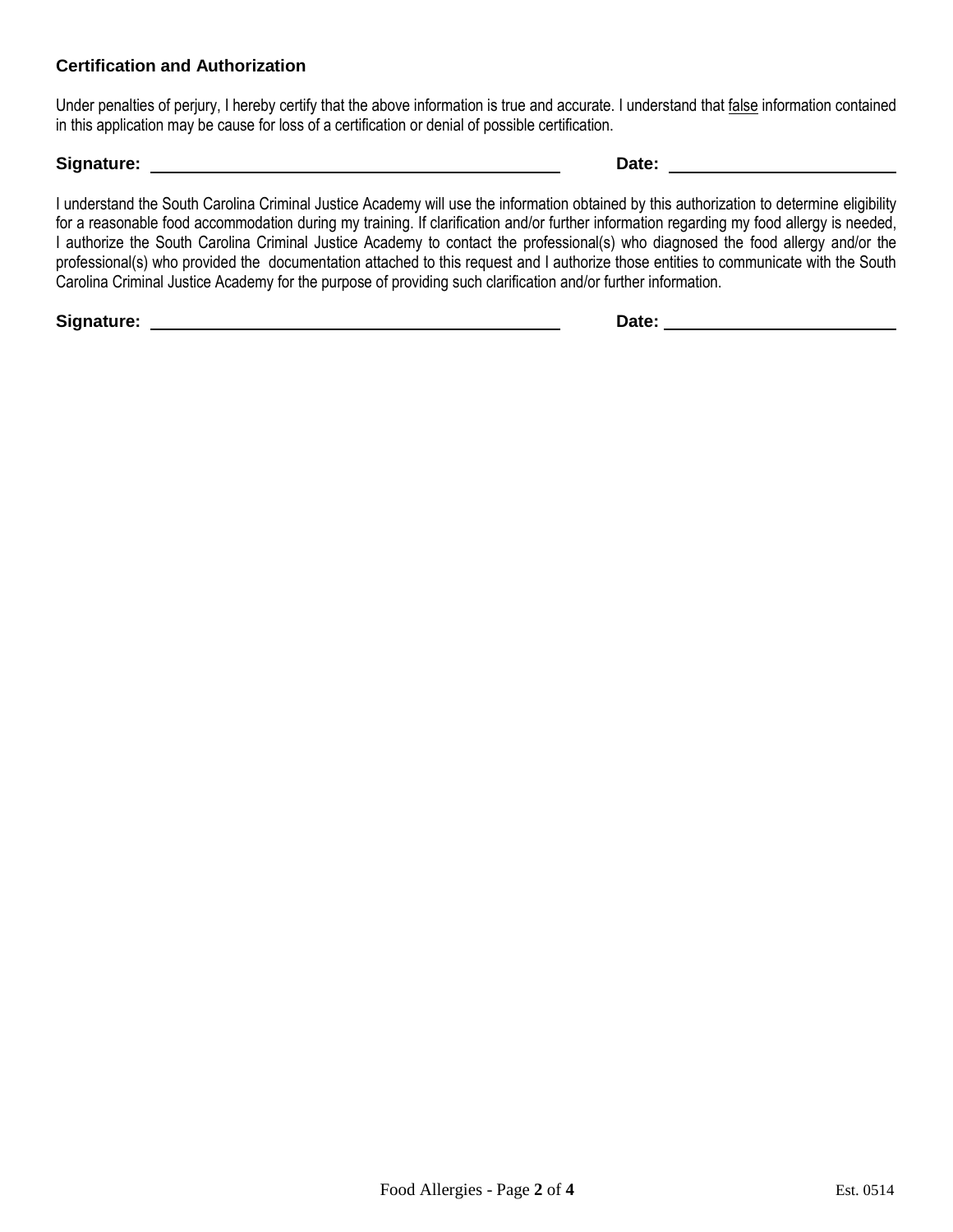### Certification and Authorization

Under penalties of perjury, I hereby certify that the above information is true and accurate. I understand that false information contained in this application may be cause for loss of a certification or denial of possible certification.

**Signature:** ______________________________ **Date:** ____________________

I understand the South Carolina Criminal Justice Academy will use the information obtained by this authorization to determine eligibility for a reasonable food accommodation during my training. If clarification and/or further information regarding my food allergy is needed, I authorize the South Carolina Criminal Justice Academy to contact the professional(s) who diagnosed the food allergy and/or the professional(s) who provided the documentation attached to this request and I authorize those entities to communicate with the South Carolina Criminal Justice Academy for the purpose of providing such clarification and/or further information.

**Signature:** ______________________________ **Date:** ____________________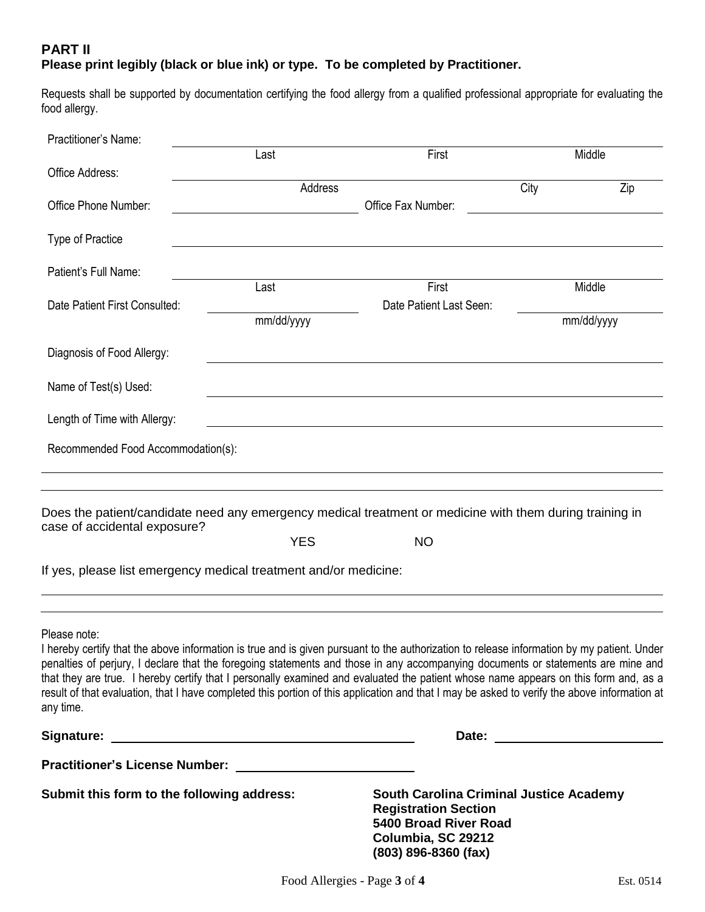## PART II

**Please print legibly (black or blue ink) or type. To be completed by Practitioner.**

Requests shall be supported by documentation certifying the food allergy from a qualified professional appropriate for evaluating the food allergy.

Practitioner's Name: ______________________________________________

Last First Middle

Office Address: ______________________________________________

Address City Zip

Office Phone Number: ____________________ Office Fax Number: ____________________

Type of Practice ______________________________________________

Patient's Full Name: ______________________________________________

Last First Middle

Date Patient First Consulted: ____________________ Date Patient Last Seen: ____________________

mm/dd/yyyy mm/dd/yyyy

Diagnosis of Food Allergy: ______________________________________________

Name of Test(s) Used: ______________________________________________

Length of Time with Allergy: ______________________________________________

Recommended Food Accommodation(s):

______________________________________________

______________________________________________

Does the patient/candidate need any emergency medical treatment or medicine with them during training in case of accidental exposure?

YES NO

If yes, please list emergency medical treatment and/or medicine:

______________________________________________

______________________________________________

Please note:

I hereby certify that the above information is true and is given pursuant to the authorization to release information by my patient. Under penalties of perjury, I declare that the foregoing statements and those in any accompanying documents or statements are mine and that they are true. I hereby certify that I personally examined and evaluated the patient whose name appears on this form and, as a result of that evaluation, that I have completed this portion of this application and that I may be asked to verify the above information at any time.

**Signature:** ______________________________ **Date:** ____________________

**Practitioner's License Number:** ____________________

**Submit this form to the following address:**

**South Carolina Criminal Justice Academy**
**Registration Section**
**5400 Broad River Road**
**Columbia, SC 29212**
**(803) 896-8360 (fax)**

Est. 0514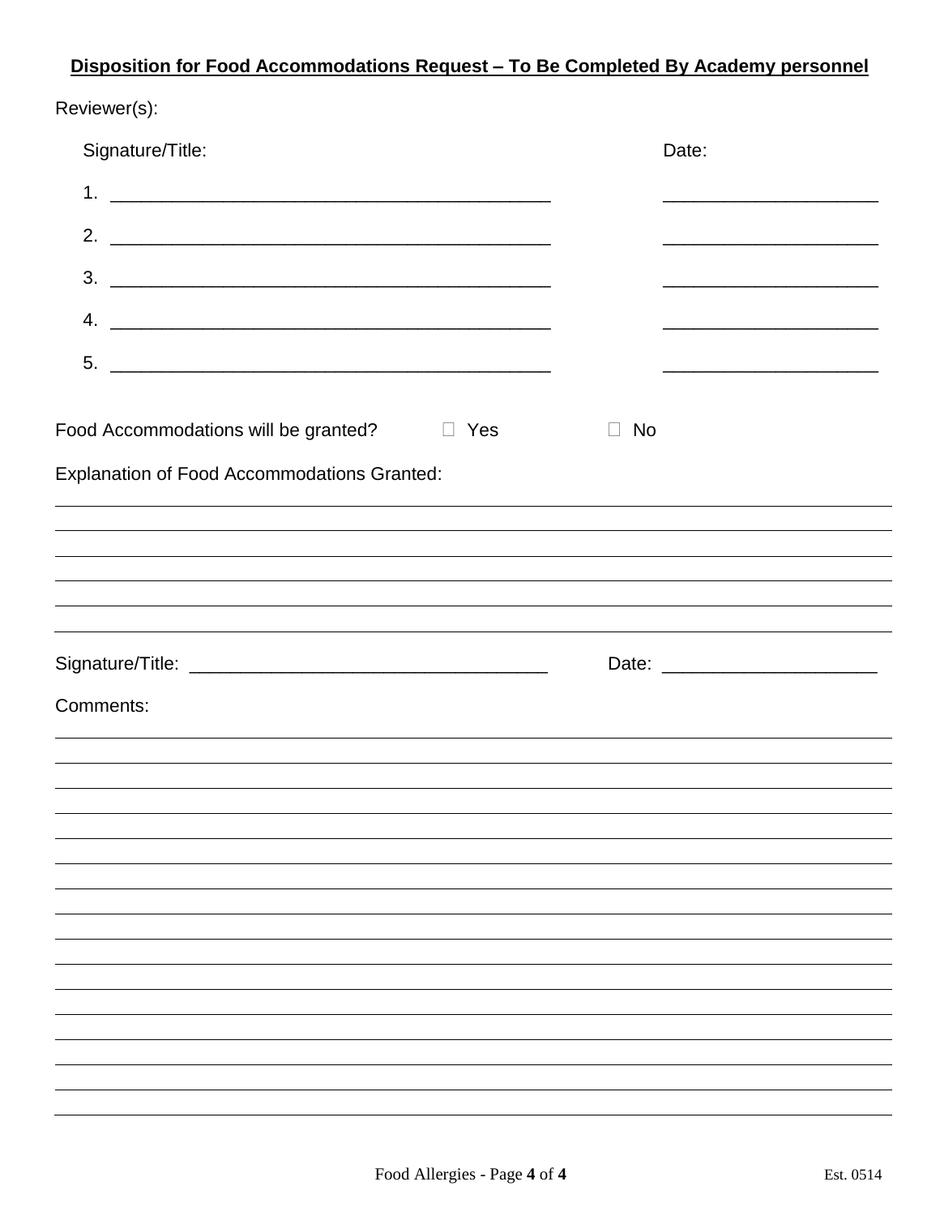**Disposition for Food Accommodations Request – To Be Completed By Academy personnel**

Reviewer(s):

Signature/Title: Date:

1. ____________________________________________ _____________________
2. ____________________________________________ _____________________
3. ____________________________________________ _____________________
4. ____________________________________________ _____________________
5. ____________________________________________ _____________________

Food Accommodations will be granted? ☐ Yes ☐ No

Explanation of Food Accommodations Granted:

________________________________________________________________________________
________________________________________________________________________________
________________________________________________________________________________
________________________________________________________________________________
________________________________________________________________________________

Signature/Title: ___________________________________ Date: _____________________

Comments:

________________________________________________________________________________
________________________________________________________________________________
________________________________________________________________________________
________________________________________________________________________________
________________________________________________________________________________
________________________________________________________________________________
________________________________________________________________________________
________________________________________________________________________________
________________________________________________________________________________
________________________________________________________________________________
________________________________________________________________________________
________________________________________________________________________________
________________________________________________________________________________
________________________________________________________________________________
________________________________________________________________________________
________________________________________________________________________________

Est. 0514